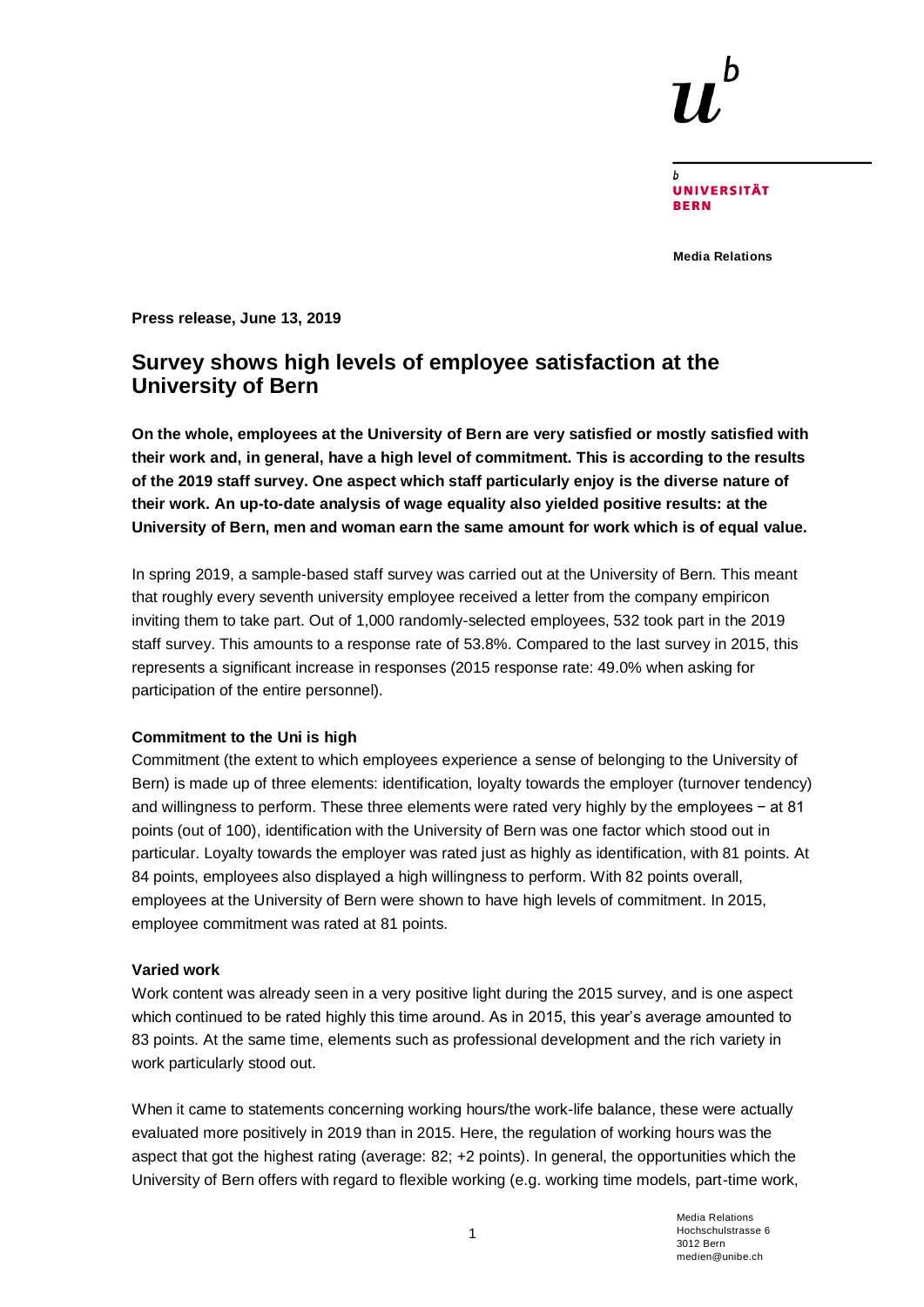**Media Relations**

**Press release, June 13, 2019**

# Survey shows high levels of employee satisfaction at the University of Bern

**On the whole, employees at the University of Bern are very satisfied or mostly satisfied with their work and, in general, have a high level of commitment. This is according to the results of the 2019 staff survey. One aspect which staff particularly enjoy is the diverse nature of their work. An up-to-date analysis of wage equality also yielded positive results: at the University of Bern, men and woman earn the same amount for work which is of equal value.**

In spring 2019, a sample-based staff survey was carried out at the University of Bern. This meant that roughly every seventh university employee received a letter from the company empiricon inviting them to take part. Out of 1,000 randomly-selected employees, 532 took part in the 2019 staff survey. This amounts to a response rate of 53.8%. Compared to the last survey in 2015, this represents a significant increase in responses (2015 response rate: 49.0% when asking for participation of the entire personnel).

**Commitment to the Uni is high**

Commitment (the extent to which employees experience a sense of belonging to the University of Bern) is made up of three elements: identification, loyalty towards the employer (turnover tendency) and willingness to perform. These three elements were rated very highly by the employees − at 81 points (out of 100), identification with the University of Bern was one factor which stood out in particular. Loyalty towards the employer was rated just as highly as identification, with 81 points. At 84 points, employees also displayed a high willingness to perform. With 82 points overall, employees at the University of Bern were shown to have high levels of commitment. In 2015, employee commitment was rated at 81 points.

**Varied work**

Work content was already seen in a very positive light during the 2015 survey, and is one aspect which continued to be rated highly this time around. As in 2015, this year's average amounted to 83 points. At the same time, elements such as professional development and the rich variety in work particularly stood out.

When it came to statements concerning working hours/the work-life balance, these were actually evaluated more positively in 2019 than in 2015. Here, the regulation of working hours was the aspect that got the highest rating (average: 82; +2 points). In general, the opportunities which the University of Bern offers with regard to flexible working (e.g. working time models, part-time work,

Media Relations
Hochschulstrasse 6
3012 Bern
medien@unibe.ch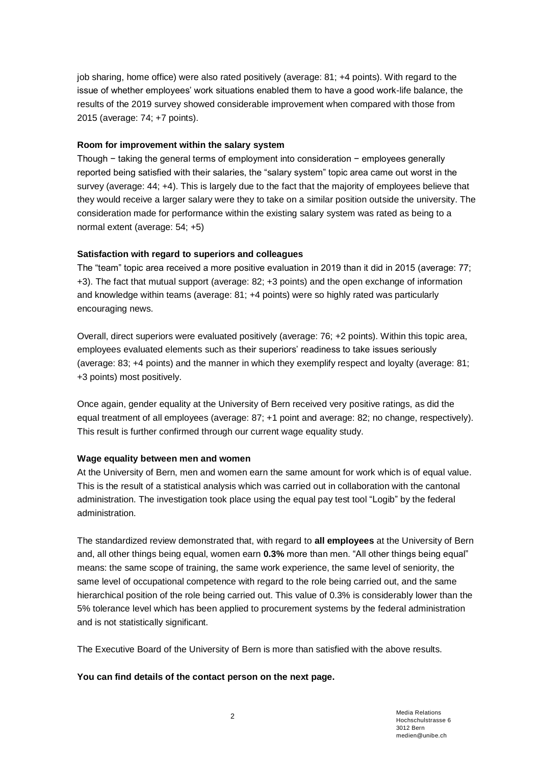job sharing, home office) were also rated positively (average: 81; +4 points). With regard to the issue of whether employees' work situations enabled them to have a good work-life balance, the results of the 2019 survey showed considerable improvement when compared with those from 2015 (average: 74; +7 points).

**Room for improvement within the salary system**

Though − taking the general terms of employment into consideration − employees generally reported being satisfied with their salaries, the "salary system" topic area came out worst in the survey (average: 44; +4). This is largely due to the fact that the majority of employees believe that they would receive a larger salary were they to take on a similar position outside the university. The consideration made for performance within the existing salary system was rated as being to a normal extent (average: 54; +5)

**Satisfaction with regard to superiors and colleagues**

The "team" topic area received a more positive evaluation in 2019 than it did in 2015 (average: 77; +3). The fact that mutual support (average: 82; +3 points) and the open exchange of information and knowledge within teams (average: 81; +4 points) were so highly rated was particularly encouraging news.

Overall, direct superiors were evaluated positively (average: 76; +2 points). Within this topic area, employees evaluated elements such as their superiors' readiness to take issues seriously (average: 83; +4 points) and the manner in which they exemplify respect and loyalty (average: 81; +3 points) most positively.

Once again, gender equality at the University of Bern received very positive ratings, as did the equal treatment of all employees (average: 87; +1 point and average: 82; no change, respectively). This result is further confirmed through our current wage equality study.

**Wage equality between men and women**

At the University of Bern, men and women earn the same amount for work which is of equal value. This is the result of a statistical analysis which was carried out in collaboration with the cantonal administration. The investigation took place using the equal pay test tool "Logib" by the federal administration.

The standardized review demonstrated that, with regard to **all employees** at the University of Bern and, all other things being equal, women earn **0.3%** more than men. "All other things being equal" means: the same scope of training, the same work experience, the same level of seniority, the same level of occupational competence with regard to the role being carried out, and the same hierarchical position of the role being carried out. This value of 0.3% is considerably lower than the 5% tolerance level which has been applied to procurement systems by the federal administration and is not statistically significant.

The Executive Board of the University of Bern is more than satisfied with the above results.

**You can find details of the contact person on the next page.**

Media Relations
Hochschulstrasse 6
3012 Bern
medien@unibe.ch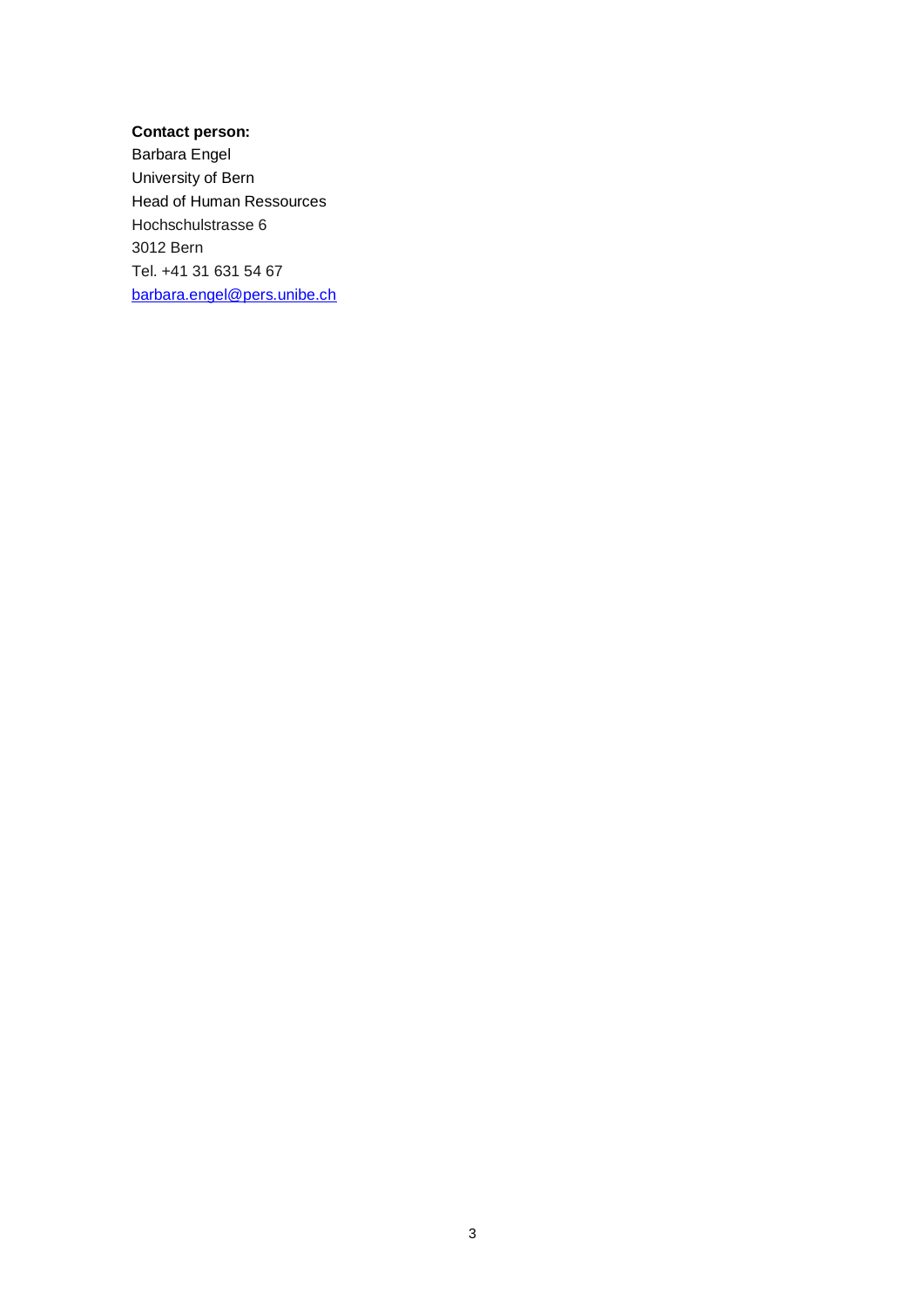**Contact person:**
Barbara Engel
University of Bern
Head of Human Ressources
Hochschulstrasse 6
3012 Bern
Tel. +41 31 631 54 67
barbara.engel@pers.unibe.ch